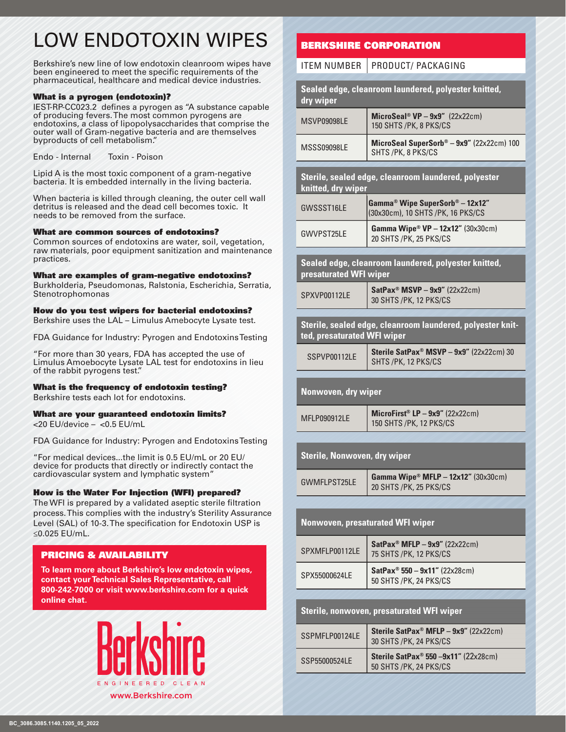# LOW ENDOTOXIN WIPES

Berkshire's new line of low endotoxin cleanroom wipes have been engineered to meet the specific requirements of the pharmaceutical, healthcare and medical device industries.

### What is a pyrogen (endotoxin)?

IEST-RP-CC023.2 defines a pyrogen as "A substance capable of producing fevers. The most common pyrogens are endotoxins, a class of lipopolysaccharides that comprise the outer wall of Gram-negative bacteria and are themselves byproducts of cell metabolism."

Endo - Internal   Toxin - Poison

Lipid A is the most toxic component of a gram-negative bacteria. It is embedded internally in the living bacteria.

When bacteria is killed through cleaning, the outer cell wall detritus is released and the dead cell becomes toxic. It needs to be removed from the surface.

### What are common sources of endotoxins?

Common sources of endotoxins are water, soil, vegetation, raw materials, poor equipment sanitization and maintenance practices.

### What are examples of gram-negative endotoxins?

Burkholderia, Pseudomonas, Ralstonia, Escherichia, Serratia, Stenotrophomonas

### How do you test wipers for bacterial endotoxins?

Berkshire uses the LAL – Limulus Amebocyte Lysate test.

FDA Guidance for Industry: Pyrogen and Endotoxins Testing

"For more than 30 years, FDA has accepted the use of Limulus Amoebocyte Lysate LAL test for endotoxins in lieu of the rabbit pyrogens test."

### What is the frequency of endotoxin testing?

Berkshire tests each lot for endotoxins.

### What are your guaranteed endotoxin limits?

<20 EU/device – <0.5 EU/mL

FDA Guidance for Industry: Pyrogen and Endotoxins Testing

"For medical devices...the limit is 0.5 EU/mL or 20 EU/device for products that directly or indirectly contact the cardiovascular system and lymphatic system"

### How is the Water For Injection (WFI) prepared?

The WFI is prepared by a validated aseptic sterile filtration process. This complies with the industry's Sterility Assurance Level (SAL) of 10-3. The specification for Endotoxin USP is ≤0.025 EU/mL.

### PRICING & AVAILABILITY

**To learn more about Berkshire's low endotoxin wipes, contact your Technical Sales Representative, call 800-242-7000 or visit www.berkshire.com for a quick online chat.**

Berkshire
ENGINEERED CLEAN
www.Berkshire.com

## BERKSHIRE CORPORATION

| ITEM NUMBER | PRODUCT/ PACKAGING |
|---|---|
| **Sealed edge, cleanroom laundered, polyester knitted, dry wiper** | |
| MSVP09098LE | **MicroSeal® VP – 9x9"** (22x22cm) 150 SHTS /PK, 8 PKS/CS |
| MSSS09098LE | **MicroSeal SuperSorb® – 9x9"** (22x22cm) 100 SHTS /PK, 8 PKS/CS |
| **Sterile, sealed edge, cleanroom laundered, polyester knitted, dry wiper** | |
| GWSSST16LE | **Gamma® Wipe SuperSorb® – 12x12"** (30x30cm), 10 SHTS /PK, 16 PKS/CS |
| GWVPST25LE | **Gamma Wipe® VP – 12x12"** (30x30cm) 20 SHTS /PK, 25 PKS/CS |
| **Sealed edge, cleanroom laundered, polyester knitted, presaturated WFI wiper** | |
| SPXVP00112LE | **SatPax® MSVP – 9x9"** (22x22cm) 30 SHTS /PK, 12 PKS/CS |
| **Sterile, sealed edge, cleanroom laundered, polyester knitted, presaturated WFI wiper** | |
| SSPVP00112LE | **Sterile SatPax® MSVP – 9x9"** (22x22cm) 30 SHTS /PK, 12 PKS/CS |
| **Nonwoven, dry wiper** | |
| MFLP090912LE | **MicroFirst® LP – 9x9"** (22x22cm) 150 SHTS /PK, 12 PKS/CS |
| **Sterile, Nonwoven, dry wiper** | |
| GWMFLPST25LE | **Gamma Wipe® MFLP – 12x12"** (30x30cm) 20 SHTS /PK, 25 PKS/CS |
| **Nonwoven, presaturated WFI wiper** | |
| SPXMFLP00112LE | **SatPax® MFLP – 9x9"** (22x22cm) 75 SHTS /PK, 12 PKS/CS |
| SPX55000624LE | **SatPax® 550 – 9x11"** (22x28cm) 50 SHTS /PK, 24 PKS/CS |
| **Sterile, nonwoven, presaturated WFI wiper** | |
| SSPMFLP00124LE | **Sterile SatPax® MFLP – 9x9"** (22x22cm) 30 SHTS /PK, 24 PKS/CS |
| SSP55000524LE | **Sterile SatPax® 550 –9x11"** (22x28cm) 50 SHTS /PK, 24 PKS/CS |

BC_3086.3085.1140.1205_05_2022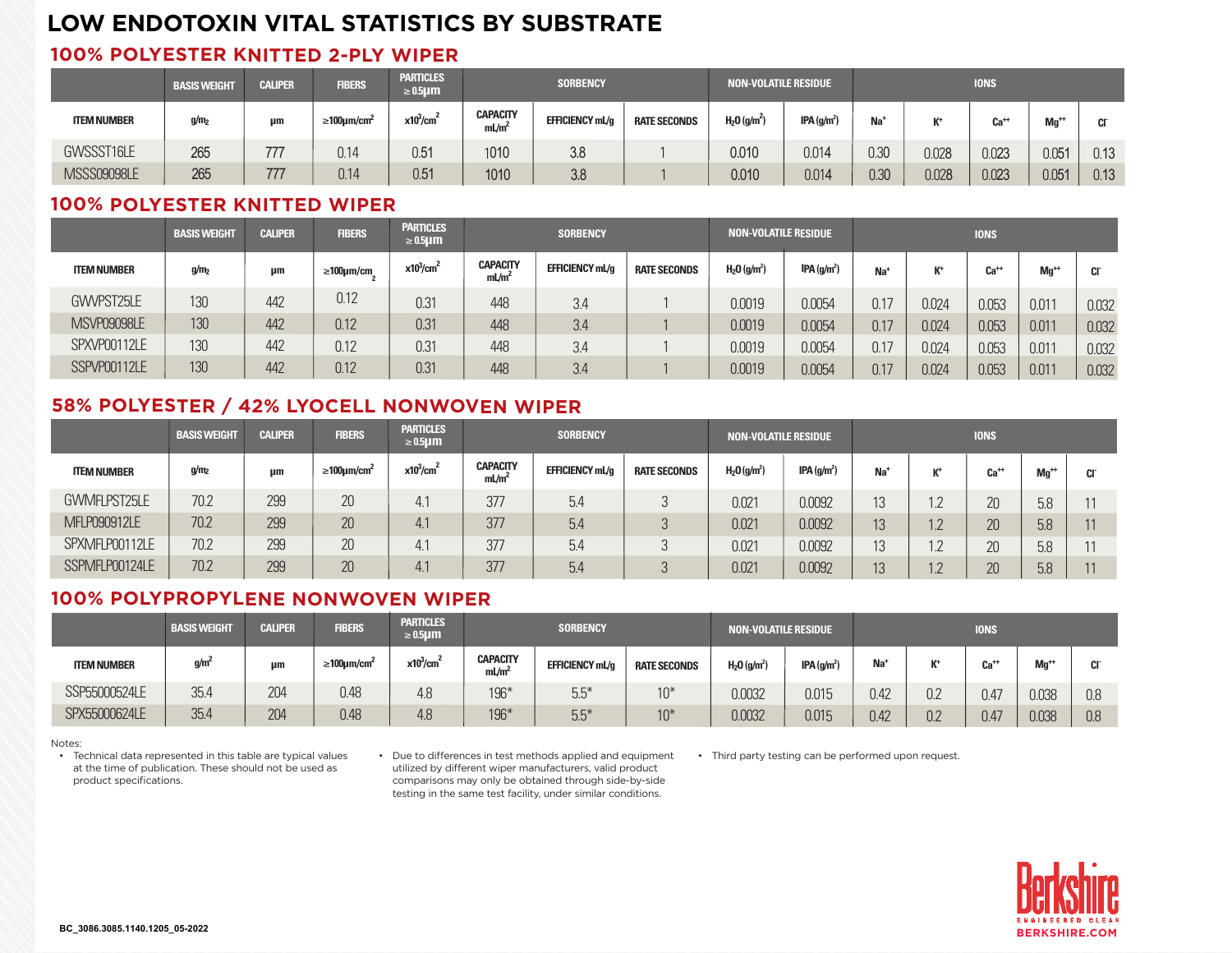# LOW ENDOTOXIN VITAL STATISTICS BY SUBSTRATE

## 100% POLYESTER KNITTED 2-PLY WIPER

| | BASIS WEIGHT | CALIPER | FIBERS | PARTICLES ≥ 0.5µm | SORBENCY | | | NON-VOLATILE RESIDUE | | IONS | | | | |
|---|---|---|---|---|---|---|---|---|---|---|---|---|---|---|
| ITEM NUMBER | g/m₂ | µm | ≥100µm/cm² | x10³/cm² | CAPACITY mL/m² | EFFICIENCY mL/g | RATE SECONDS | $H_2O$ (g/m²) | IPA (g/m²) | $Na^+$ | $K^+$ | $Ca^{++}$ | $Mg^{++}$ | $Cl^-$ |
| GWSSST16LE | 265 | 777 | 0.14 | 0.51 | 1010 | 3.8 | 1 | 0.010 | 0.014 | 0.30 | 0.028 | 0.023 | 0.051 | 0.13 |
| MSSS09098LE | 265 | 777 | 0.14 | 0.51 | 1010 | 3.8 | 1 | 0.010 | 0.014 | 0.30 | 0.028 | 0.023 | 0.051 | 0.13 |

## 100% POLYESTER KNITTED WIPER

| | BASIS WEIGHT | CALIPER | FIBERS | PARTICLES ≥ 0.5µm | SORBENCY | | | NON-VOLATILE RESIDUE | | IONS | | | | |
|---|---|---|---|---|---|---|---|---|---|---|---|---|---|---|
| ITEM NUMBER | g/m₂ | µm | ≥100µm/cm₂ | x10³/cm² | CAPACITY mL/m² | EFFICIENCY mL/g | RATE SECONDS | $H_2O$ (g/m²) | IPA (g/m²) | $Na^+$ | $K^+$ | $Ca^{++}$ | $Mg^{++}$ | $Cl^-$ |
| GWVPST25LE | 130 | 442 | 0.12 | 0.31 | 448 | 3.4 | 1 | 0.0019 | 0.0054 | 0.17 | 0.024 | 0.053 | 0.011 | 0.032 |
| MSVP09098LE | 130 | 442 | 0.12 | 0.31 | 448 | 3.4 | 1 | 0.0019 | 0.0054 | 0.17 | 0.024 | 0.053 | 0.011 | 0.032 |
| SPXVP00112LE | 130 | 442 | 0.12 | 0.31 | 448 | 3.4 | 1 | 0.0019 | 0.0054 | 0.17 | 0.024 | 0.053 | 0.011 | 0.032 |
| SSPVP00112LE | 130 | 442 | 0.12 | 0.31 | 448 | 3.4 | 1 | 0.0019 | 0.0054 | 0.17 | 0.024 | 0.053 | 0.011 | 0.032 |

## 58% POLYESTER / 42% LYOCELL NONWOVEN WIPER

| | BASIS WEIGHT | CALIPER | FIBERS | PARTICLES ≥ 0.5µm | SORBENCY | | | NON-VOLATILE RESIDUE | | IONS | | | | |
|---|---|---|---|---|---|---|---|---|---|---|---|---|---|---|
| ITEM NUMBER | g/m₂ | µm | ≥100µm/cm² | x10³/cm² | CAPACITY mL/m² | EFFICIENCY mL/g | RATE SECONDS | $H_2O$ (g/m²) | IPA (g/m²) | $Na^+$ | $K^+$ | $Ca^{++}$ | $Mg^{++}$ | $Cl^-$ |
| GWMFLPST25LE | 70.2 | 299 | 20 | 4.1 | 377 | 5.4 | 3 | 0.021 | 0.0092 | 13 | 1.2 | 20 | 5.8 | 11 |
| MFLP090912LE | 70.2 | 299 | 20 | 4.1 | 377 | 5.4 | 3 | 0.021 | 0.0092 | 13 | 1.2 | 20 | 5.8 | 11 |
| SPXMFLP00112LE | 70.2 | 299 | 20 | 4.1 | 377 | 5.4 | 3 | 0.021 | 0.0092 | 13 | 1.2 | 20 | 5.8 | 11 |
| SSPMFLP00124LE | 70.2 | 299 | 20 | 4.1 | 377 | 5.4 | 3 | 0.021 | 0.0092 | 13 | 1.2 | 20 | 5.8 | 11 |

## 100% POLYPROPYLENE NONWOVEN WIPER

| | BASIS WEIGHT | CALIPER | FIBERS | PARTICLES ≥ 0.5µm | SORBENCY | | | NON-VOLATILE RESIDUE | | IONS | | | | |
|---|---|---|---|---|---|---|---|---|---|---|---|---|---|---|
| ITEM NUMBER | g/m² | µm | ≥100µm/cm² | x10³/cm² | CAPACITY mL/m² | EFFICIENCY mL/g | RATE SECONDS | $H_2O$ (g/m²) | IPA (g/m²) | $Na^+$ | $K^+$ | $Ca^{++}$ | $Mg^{++}$ | $Cl^-$ |
| SSP55000524LE | 35.4 | 204 | 0.48 | 4.8 | 196* | 5.5* | 10* | 0.0032 | 0.015 | 0.42 | 0.2 | 0.47 | 0.038 | 0.8 |
| SPX55000624LE | 35.4 | 204 | 0.48 | 4.8 | 196* | 5.5* | 10* | 0.0032 | 0.015 | 0.42 | 0.2 | 0.47 | 0.038 | 0.8 |

Notes:

- Technical data represented in this table are typical values at the time of publication. These should not be used as product specifications.
- Due to differences in test methods applied and equipment utilized by different wiper manufacturers, valid product comparisons may only be obtained through side-by-side testing in the same test facility, under similar conditions.
- Third party testing can be performed upon request.

BC_3086.3085.1140.1205_05-2022

Berkshire
ENGINEERED CLEAN
BERKSHIRE.COM